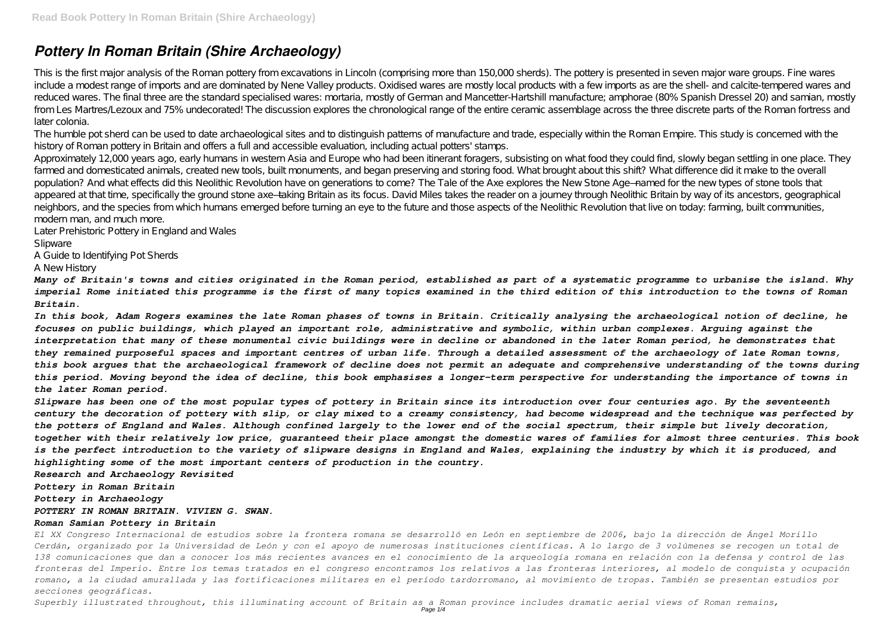# Pottery In Roman Britain (Shire Archaeology)

This is the first major analysis of the Roman pottery from excavations in Lincoln (comprising more than 150,000 sherds). The pottery is presented in seven major ware groups. Fine wares include a modest range of imports and are dominated by Nene Valley products. Oxidised wares are mostly local products with a few imports as are the shell- and calcite-tempered wares and reduced wares. The final three are the standard specialised wares: mortaria, mostly of German and Mancetter-Hartshill manufacture; amphorae (80% Spanish Dressel 20) and samian, mostly from Les Martres/Lezoux and 75% undecorated! The discussion explores the chronological range of the entire ceramic assemblage across the three discrete parts of the Roman fortress and later colonia.

The humble pot sherd can be used to date archaeological sites and to distinguish patterns of manufacture and trade, especially within the Roman Empire. This study is concerned with the history of Roman pottery in Britain and offers a full and accessible evaluation, including actual potters' stamps.

Approximately 12,000 years ago, early humans in western Asia and Europe who had been itinerant foragers, subsisting on what food they could find, slowly began settling in one place. They farmed and domesticated animals, created new tools, built monuments, and began preserving and storing food. What brought about this shift? What difference did it make to the overall population? And what effects did this Neolithic Revolution have on generations to come? The Tale of the Axe explores the New Stone Age—named for the new types of stone tools that appeared at that time, specifically the ground stone axe—taking Britain as its focus. David Miles takes the reader on a journey through Neolithic Britain by way of its ancestors, geographical neighbors, and the species from which humans emerged before turning an eye to the future and those aspects of the Neolithic Revolution that live on today: farming, built communities, modern man, and much more.

Later Prehistoric Pottery in England and Wales

Slipware

A Guide to Identifying Pot Sherds

A New History

*Many of Britain's towns and cities originated in the Roman period, established as part of a systematic programme to urbanise the island. Why imperial Rome initiated this programme is the first of many topics examined in the third edition of this introduction to the towns of Roman Britain.*

*In this book, Adam Rogers examines the late Roman phases of towns in Britain. Critically analysing the archaeological notion of decline, he focuses on public buildings, which played an important role, administrative and symbolic, within urban complexes. Arguing against the interpretation that many of these monumental civic buildings were in decline or abandoned in the later Roman period, he demonstrates that they remained purposeful spaces and important centres of urban life. Through a detailed assessment of the archaeology of late Roman towns, this book argues that the archaeological framework of decline does not permit an adequate and comprehensive understanding of the towns during this period. Moving beyond the idea of decline, this book emphasises a longer-term perspective for understanding the importance of towns in the later Roman period.*

*Slipware has been one of the most popular types of pottery in Britain since its introduction over four centuries ago. By the seventeenth century the decoration of pottery with slip, or clay mixed to a creamy consistency, had become widespread and the technique was perfected by the potters of England and Wales. Although confined largely to the lower end of the social spectrum, their simple but lively decoration, together with their relatively low price, guaranteed their place amongst the domestic wares of families for almost three centuries. This book is the perfect introduction to the variety of slipware designs in England and Wales, explaining the industry by which it is produced, and highlighting some of the most important centers of production in the country.*

*Research and Archaeology Revisited*

*Pottery in Roman Britain*

*Pottery in Archaeology*

*POTTERY IN ROMAN BRITAIN. VIVIEN G. SWAN.*

***Roman Samian Pottery in Britain***

*El XX Congreso Internacional de estudios sobre la frontera romana se desarrolló en León en septiembre de 2006, bajo la dirección de Ángel Morillo Cerdán, organizado por la Universidad de León y con el apoyo de numerosas instituciones científicas. A lo largo de 3 volúmenes se recogen un total de 138 comunicaciones que dan a conocer los más recientes avances en el conocimiento de la arqueología romana en relación con la defensa y control de las fronteras del Imperio. Entre los temas tratados en el congreso encontramos los relativos a las fronteras interiores, al modelo de conquista y ocupación romano, a la ciudad amurallada y las fortificaciones militares en el período tardorromano, al movimiento de tropas. También se presentan estudios por secciones geográficas.*

*Superbly illustrated throughout, this illuminating account of Britain as a Roman province includes dramatic aerial views of Roman remains,*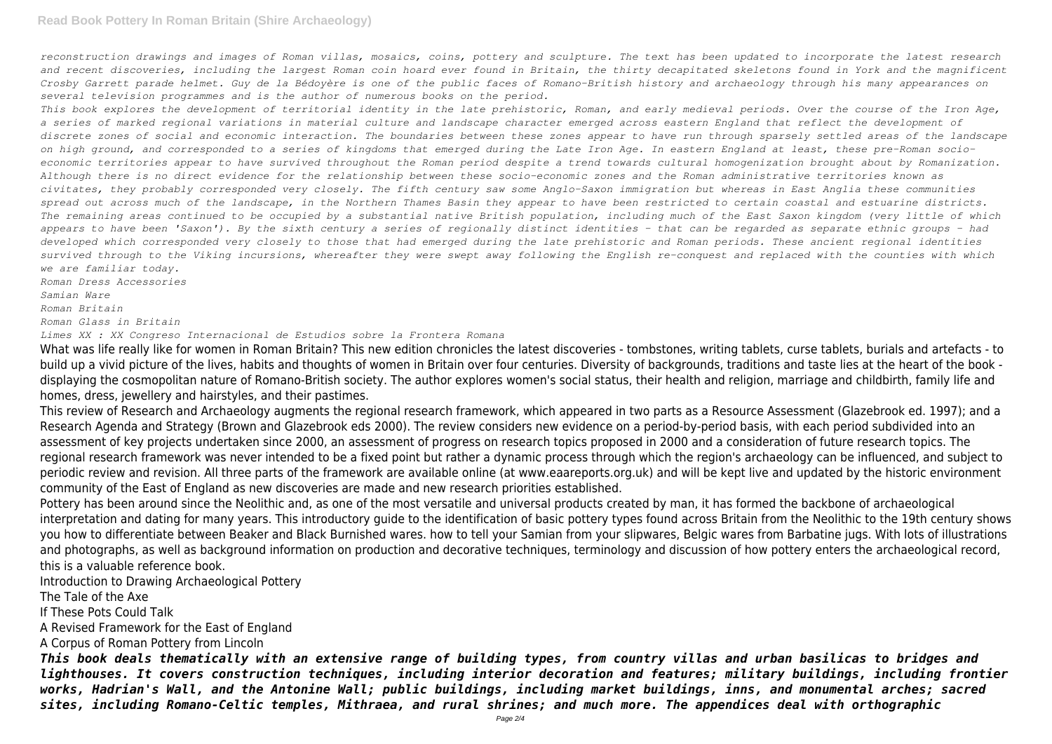*reconstruction drawings and images of Roman villas, mosaics, coins, pottery and sculpture. The text has been updated to incorporate the latest research and recent discoveries, including the largest Roman coin hoard ever found in Britain, the thirty decapitated skeletons found in York and the magnificent Crosby Garrett parade helmet. Guy de la Bédoyère is one of the public faces of Romano-British history and archaeology through his many appearances on several television programmes and is the author of numerous books on the period.*

*This book explores the development of territorial identity in the late prehistoric, Roman, and early medieval periods. Over the course of the Iron Age, a series of marked regional variations in material culture and landscape character emerged across eastern England that reflect the development of discrete zones of social and economic interaction. The boundaries between these zones appear to have run through sparsely settled areas of the landscape on high ground, and corresponded to a series of kingdoms that emerged during the Late Iron Age. In eastern England at least, these pre-Roman socio-economic territories appear to have survived throughout the Roman period despite a trend towards cultural homogenization brought about by Romanization. Although there is no direct evidence for the relationship between these socio-economic zones and the Roman administrative territories known as civitates, they probably corresponded very closely. The fifth century saw some Anglo-Saxon immigration but whereas in East Anglia these communities spread out across much of the landscape, in the Northern Thames Basin they appear to have been restricted to certain coastal and estuarine districts. The remaining areas continued to be occupied by a substantial native British population, including much of the East Saxon kingdom (very little of which appears to have been 'Saxon'). By the sixth century a series of regionally distinct identities - that can be regarded as separate ethnic groups - had developed which corresponded very closely to those that had emerged during the late prehistoric and Roman periods. These ancient regional identities survived through to the Viking incursions, whereafter they were swept away following the English re-conquest and replaced with the counties with which we are familiar today.*

*Roman Dress Accessories*

*Samian Ware*

*Roman Britain*

*Roman Glass in Britain*

*Limes XX : XX Congreso Internacional de Estudios sobre la Frontera Romana*

What was life really like for women in Roman Britain? This new edition chronicles the latest discoveries - tombstones, writing tablets, curse tablets, burials and artefacts - to build up a vivid picture of the lives, habits and thoughts of women in Britain over four centuries. Diversity of backgrounds, traditions and taste lies at the heart of the book - displaying the cosmopolitan nature of Romano-British society. The author explores women's social status, their health and religion, marriage and childbirth, family life and homes, dress, jewellery and hairstyles, and their pastimes.

This review of Research and Archaeology augments the regional research framework, which appeared in two parts as a Resource Assessment (Glazebrook ed. 1997); and a Research Agenda and Strategy (Brown and Glazebrook eds 2000). The review considers new evidence on a period-by-period basis, with each period subdivided into an assessment of key projects undertaken since 2000, an assessment of progress on research topics proposed in 2000 and a consideration of future research topics. The regional research framework was never intended to be a fixed point but rather a dynamic process through which the region's archaeology can be influenced, and subject to periodic review and revision. All three parts of the framework are available online (at www.eaareports.org.uk) and will be kept live and updated by the historic environment community of the East of England as new discoveries are made and new research priorities established.

Pottery has been around since the Neolithic and, as one of the most versatile and universal products created by man, it has formed the backbone of archaeological interpretation and dating for many years. This introductory guide to the identification of basic pottery types found across Britain from the Neolithic to the 19th century shows you how to differentiate between Beaker and Black Burnished wares. how to tell your Samian from your slipwares, Belgic wares from Barbatine jugs. With lots of illustrations and photographs, as well as background information on production and decorative techniques, terminology and discussion of how pottery enters the archaeological record, this is a valuable reference book.

Introduction to Drawing Archaeological Pottery

The Tale of the Axe

If These Pots Could Talk

A Revised Framework for the East of England

A Corpus of Roman Pottery from Lincoln

***This book deals thematically with an extensive range of building types, from country villas and urban basilicas to bridges and lighthouses. It covers construction techniques, including interior decoration and features; military buildings, including frontier works, Hadrian's Wall, and the Antonine Wall; public buildings, including market buildings, inns, and monumental arches; sacred sites, including Romano-Celtic temples, Mithraea, and rural shrines; and much more. The appendices deal with orthographic***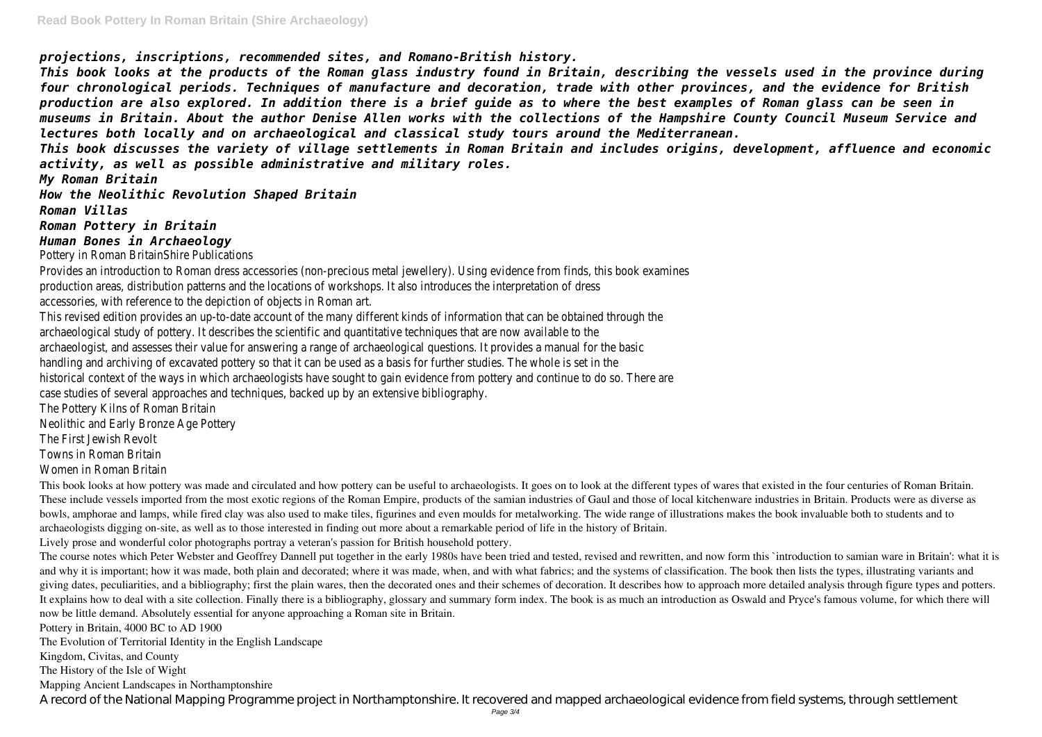*projections, inscriptions, recommended sites, and Romano-British history.*

*This book looks at the products of the Roman glass industry found in Britain, describing the vessels used in the province during four chronological periods. Techniques of manufacture and decoration, trade with other provinces, and the evidence for British production are also explored. In addition there is a brief guide as to where the best examples of Roman glass can be seen in museums in Britain. About the author Denise Allen works with the collections of the Hampshire County Council Museum Service and lectures both locally and on archaeological and classical study tours around the Mediterranean.*

*This book discusses the variety of village settlements in Roman Britain and includes origins, development, affluence and economic activity, as well as possible administrative and military roles.*

*My Roman Britain*

*How the Neolithic Revolution Shaped Britain*

*Roman Villas*

*Roman Pottery in Britain*

*Human Bones in Archaeology*

Pottery in Roman BritainShire Publications

Provides an introduction to Roman dress accessories (non-precious metal jewellery). Using evidence from finds, this book examines production areas, distribution patterns and the locations of workshops. It also introduces the interpretation of dress accessories, with reference to the depiction of objects in Roman art.

This revised edition provides an up-to-date account of the many different kinds of information that can be obtained through the archaeological study of pottery. It describes the scientific and quantitative techniques that are now available to the archaeologist, and assesses their value for answering a range of archaeological questions. It provides a manual for the basic handling and archiving of excavated pottery so that it can be used as a basis for further studies. The whole is set in the historical context of the ways in which archaeologists have sought to gain evidence from pottery and continue to do so. There are case studies of several approaches and techniques, backed up by an extensive bibliography.

The Pottery Kilns of Roman Britain

Neolithic and Early Bronze Age Pottery

The First Jewish Revolt

Towns in Roman Britain

Women in Roman Britain

This book looks at how pottery was made and circulated and how pottery can be useful to archaeologists. It goes on to look at the different types of wares that existed in the four centuries of Roman Britain. These include vessels imported from the most exotic regions of the Roman Empire, products of the samian industries of Gaul and those of local kitchenware industries in Britain. Products were as diverse as bowls, amphorae and lamps, while fired clay was also used to make tiles, figurines and even moulds for metalworking. The wide range of illustrations makes the book invaluable both to students and to archaeologists digging on-site, as well as to those interested in finding out more about a remarkable period of life in the history of Britain.

Lively prose and wonderful color photographs portray a veteran's passion for British household pottery.

The course notes which Peter Webster and Geoffrey Dannell put together in the early 1980s have been tried and tested, revised and rewritten, and now form this `introduction to samian ware in Britain': what it is and why it is important; how it was made, both plain and decorated; where it was made, when, and with what fabrics; and the systems of classification. The book then lists the types, illustrating variants and giving dates, peculiarities, and a bibliography; first the plain wares, then the decorated ones and their schemes of decoration. It describes how to approach more detailed analysis through figure types and potters. It explains how to deal with a site collection. Finally there is a bibliography, glossary and summary form index. The book is as much an introduction as Oswald and Pryce's famous volume, for which there will now be little demand. Absolutely essential for anyone approaching a Roman site in Britain.

Pottery in Britain, 4000 BC to AD 1900

The Evolution of Territorial Identity in the English Landscape

Kingdom, Civitas, and County

The History of the Isle of Wight

Mapping Ancient Landscapes in Northamptonshire

A record of the National Mapping Programme project in Northamptonshire. It recovered and mapped archaeological evidence from field systems, through settlement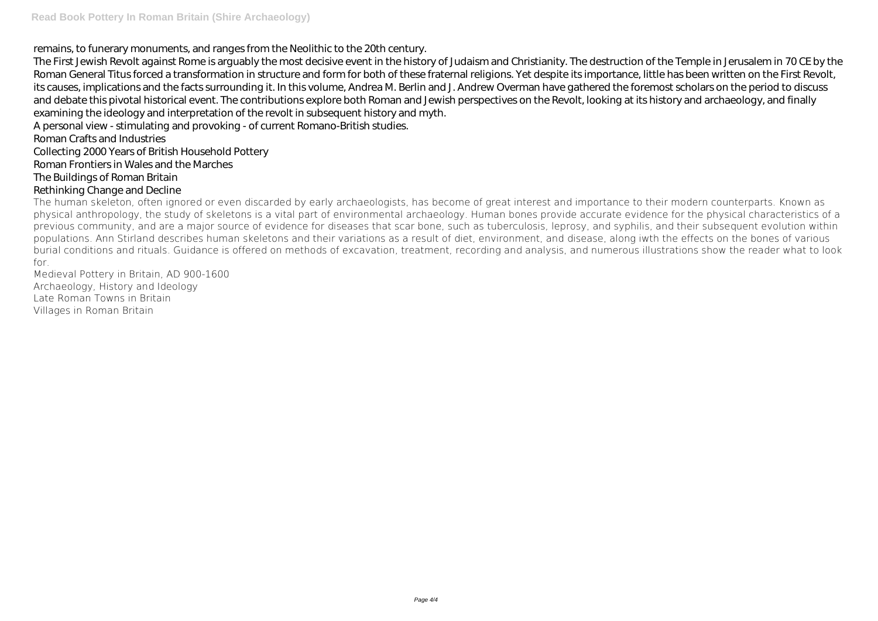remains, to funerary monuments, and ranges from the Neolithic to the 20th century.

The First Jewish Revolt against Rome is arguably the most decisive event in the history of Judaism and Christianity. The destruction of the Temple in Jerusalem in 70 CE by the Roman General Titus forced a transformation in structure and form for both of these fraternal religions. Yet despite its importance, little has been written on the First Revolt, its causes, implications and the facts surrounding it. In this volume, Andrea M. Berlin and J. Andrew Overman have gathered the foremost scholars on the period to discuss and debate this pivotal historical event. The contributions explore both Roman and Jewish perspectives on the Revolt, looking at its history and archaeology, and finally examining the ideology and interpretation of the revolt in subsequent history and myth.

A personal view - stimulating and provoking - of current Romano-British studies.

Roman Crafts and Industries

Collecting 2000 Years of British Household Pottery

Roman Frontiers in Wales and the Marches

The Buildings of Roman Britain

Rethinking Change and Decline

The human skeleton, often ignored or even discarded by early archaeologists, has become of great interest and importance to their modern counterparts. Known as physical anthropology, the study of skeletons is a vital part of environmental archaeology. Human bones provide accurate evidence for the physical characteristics of a previous community, and are a major source of evidence for diseases that scar bone, such as tuberculosis, leprosy, and syphilis, and their subsequent evolution within populations. Ann Stirland describes human skeletons and their variations as a result of diet, environment, and disease, along iwth the effects on the bones of various burial conditions and rituals. Guidance is offered on methods of excavation, treatment, recording and analysis, and numerous illustrations show the reader what to look for.

Medieval Pottery in Britain, AD 900-1600

Archaeology, History and Ideology

Late Roman Towns in Britain

Villages in Roman Britain